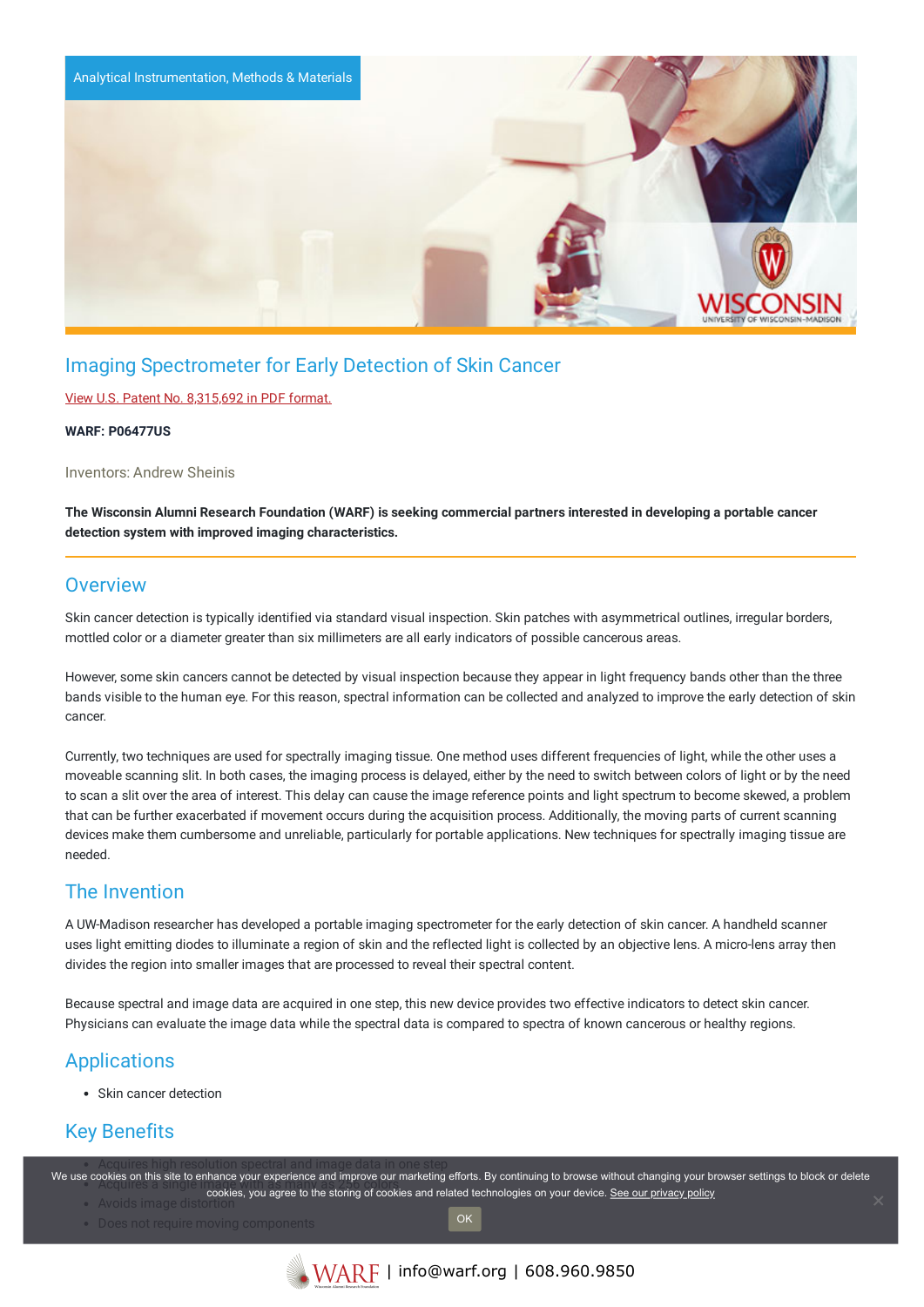Analytical Instrumentation, Methods & Materials

# Imaging Spectrometer for Early Detection of Skin Cancer

View U.S. Patent No. 8,315,692 in PDF format.

**WARF: P06477US**

Inventors: Andrew Sheinis

**The Wisconsin Alumni Research Foundation (WARF) is seeking commercial partners interested in developing a portable cancer detection system with improved imaging characteristics.**

## Overview

Skin cancer detection is typically identified via standard visual inspection. Skin patches with asymmetrical outlines, irregular borders, mottled color or a diameter greater than six millimeters are all early indicators of possible cancerous areas.

However, some skin cancers cannot be detected by visual inspection because they appear in light frequency bands other than the three bands visible to the human eye. For this reason, spectral information can be collected and analyzed to improve the early detection of skin cancer.

Currently, two techniques are used for spectrally imaging tissue. One method uses different frequencies of light, while the other uses a moveable scanning slit. In both cases, the imaging process is delayed, either by the need to switch between colors of light or by the need to scan a slit over the area of interest. This delay can cause the image reference points and light spectrum to become skewed, a problem that can be further exacerbated if movement occurs during the acquisition process. Additionally, the moving parts of current scanning devices make them cumbersome and unreliable, particularly for portable applications. New techniques for spectrally imaging tissue are needed.

## The Invention

A UW-Madison researcher has developed a portable imaging spectrometer for the early detection of skin cancer. A handheld scanner uses light emitting diodes to illuminate a region of skin and the reflected light is collected by an objective lens. A micro-lens array then divides the region into smaller images that are processed to reveal their spectral content.

Because spectral and image data are acquired in one step, this new device provides two effective indicators to detect skin cancer. Physicians can evaluate the image data while the spectral data is compared to spectra of known cancerous or healthy regions.

## Applications

- Skin cancer detection

## Key Benefits

- Acquires high resolution spectral and image data in one step
- Acquires a single image
- Avoids image distortion
- Does not require moving components

We use cookies on this site to enhance your experience and improve our marketing efforts. By continuing to browse without changing your browser settings to block or delete cookies, you agree to the storing of cookies and related technologies on your device. See our privacy policy

OK

WARF | info@warf.org | 608.960.9850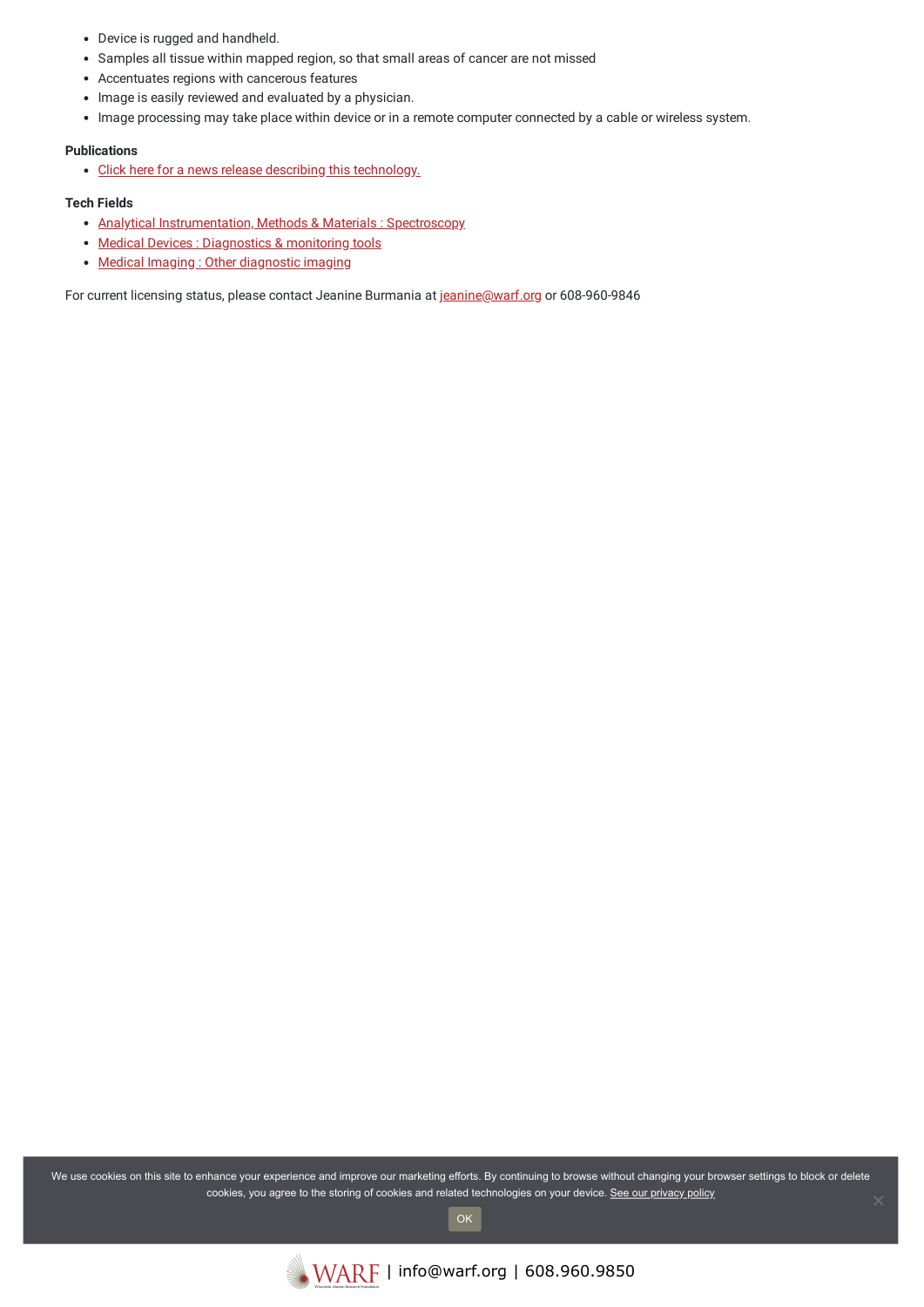- Device is rugged and handheld.
- Samples all tissue within mapped region, so that small areas of cancer are not missed
- Accentuates regions with cancerous features
- Image is easily reviewed and evaluated by a physician.
- Image processing may take place within device or in a remote computer connected by a cable or wireless system.

**Publications**

- Click here for a news release describing this technology.

**Tech Fields**

- Analytical Instrumentation, Methods & Materials : Spectroscopy
- Medical Devices : Diagnostics & monitoring tools
- Medical Imaging : Other diagnostic imaging

For current licensing status, please contact Jeanine Burmania at jeanine@warf.org or 608-960-9846